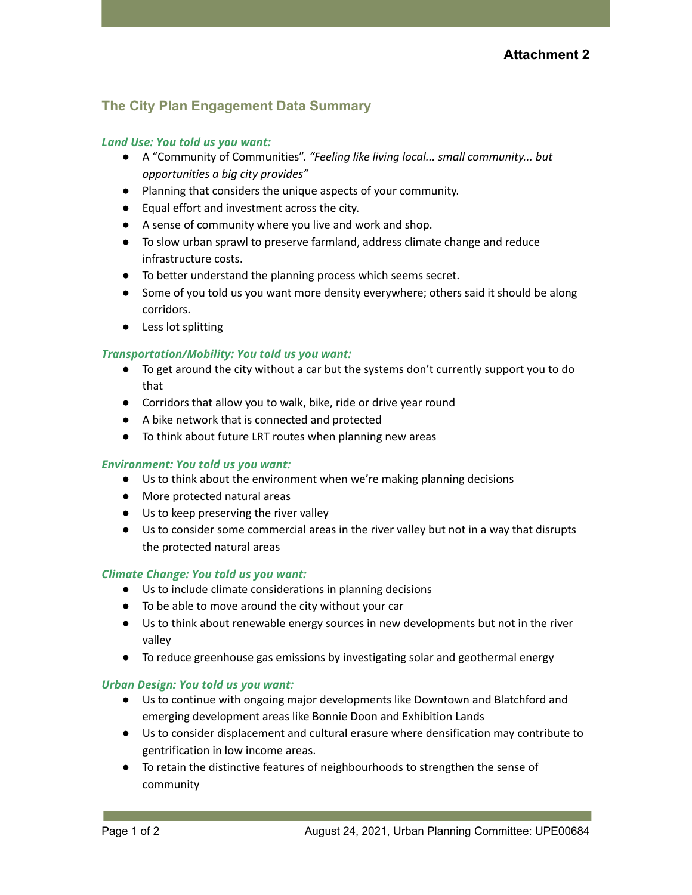**Attachment 2**

## The City Plan Engagement Data Summary

### *Land Use: You told us you want:*

- A "Community of Communities". *"Feeling like living local... small community... but opportunities a big city provides"*
- Planning that considers the unique aspects of your community.
- Equal effort and investment across the city.
- A sense of community where you live and work and shop.
- To slow urban sprawl to preserve farmland, address climate change and reduce infrastructure costs.
- To better understand the planning process which seems secret.
- Some of you told us you want more density everywhere; others said it should be along corridors.
- Less lot splitting

### *Transportation/Mobility: You told us you want:*

- To get around the city without a car but the systems don't currently support you to do that
- Corridors that allow you to walk, bike, ride or drive year round
- A bike network that is connected and protected
- To think about future LRT routes when planning new areas

### *Environment: You told us you want:*

- Us to think about the environment when we're making planning decisions
- More protected natural areas
- Us to keep preserving the river valley
- Us to consider some commercial areas in the river valley but not in a way that disrupts the protected natural areas

### *Climate Change: You told us you want:*

- Us to include climate considerations in planning decisions
- To be able to move around the city without your car
- Us to think about renewable energy sources in new developments but not in the river valley
- To reduce greenhouse gas emissions by investigating solar and geothermal energy

### *Urban Design: You told us you want:*

- Us to continue with ongoing major developments like Downtown and Blatchford and emerging development areas like Bonnie Doon and Exhibition Lands
- Us to consider displacement and cultural erasure where densification may contribute to gentrification in low income areas.
- To retain the distinctive features of neighbourhoods to strengthen the sense of community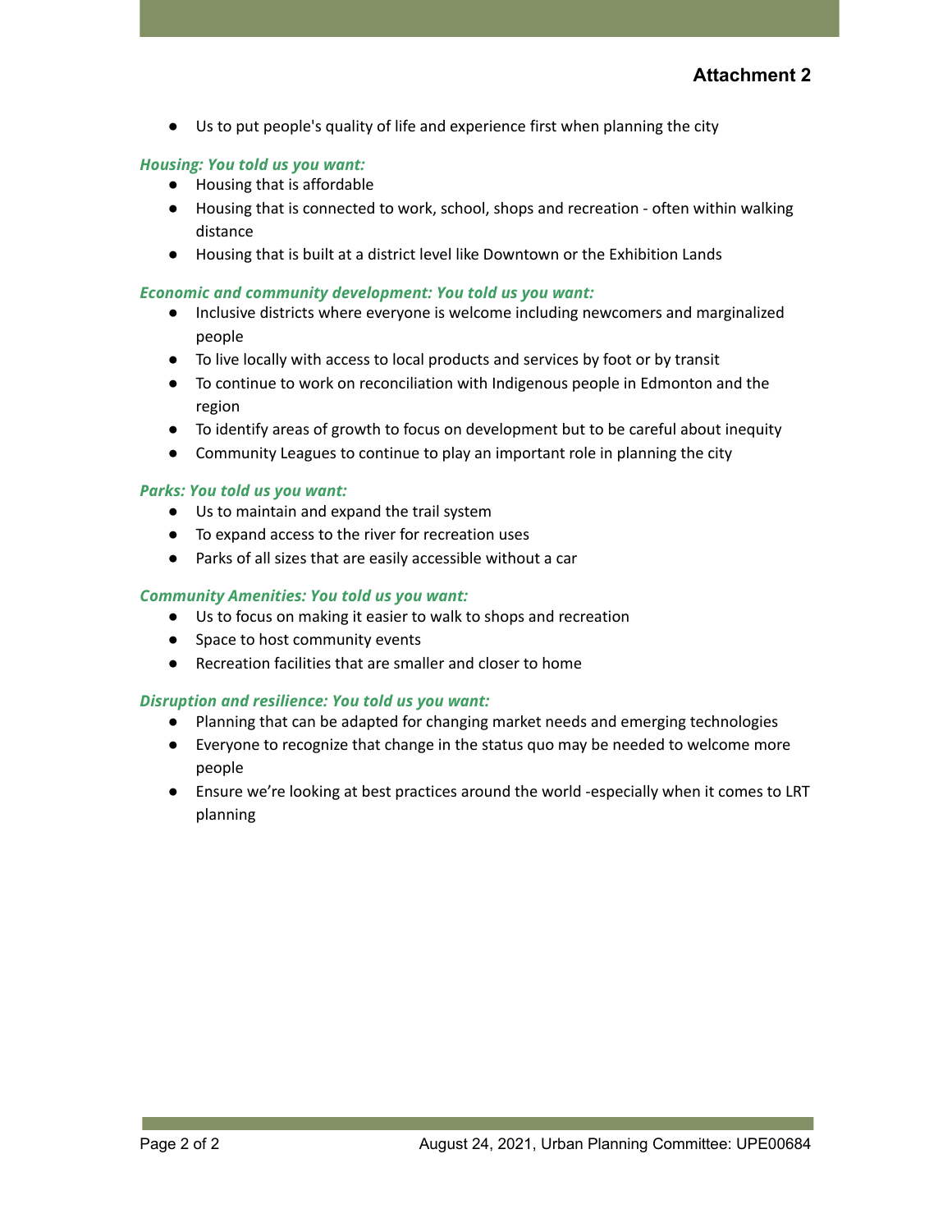Attachment 2

- Us to put people's quality of life and experience first when planning the city

***Housing: You told us you want:***

- Housing that is affordable
- Housing that is connected to work, school, shops and recreation - often within walking distance
- Housing that is built at a district level like Downtown or the Exhibition Lands

***Economic and community development: You told us you want:***

- Inclusive districts where everyone is welcome including newcomers and marginalized people
- To live locally with access to local products and services by foot or by transit
- To continue to work on reconciliation with Indigenous people in Edmonton and the region
- To identify areas of growth to focus on development but to be careful about inequity
- Community Leagues to continue to play an important role in planning the city

***Parks: You told us you want:***

- Us to maintain and expand the trail system
- To expand access to the river for recreation uses
- Parks of all sizes that are easily accessible without a car

***Community Amenities: You told us you want:***

- Us to focus on making it easier to walk to shops and recreation
- Space to host community events
- Recreation facilities that are smaller and closer to home

***Disruption and resilience: You told us you want:***

- Planning that can be adapted for changing market needs and emerging technologies
- Everyone to recognize that change in the status quo may be needed to welcome more people
- Ensure we're looking at best practices around the world -especially when it comes to LRT planning